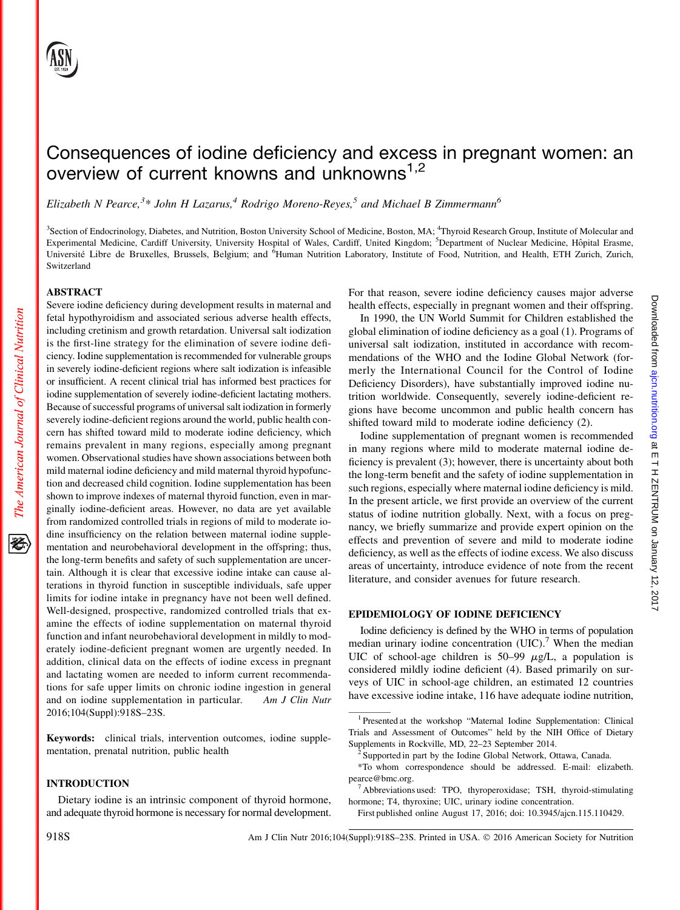# Consequences of iodine deficiency and excess in pregnant women: an overview of current knowns and unknowns[1,2]

*Elizabeth N Pearce,*[3]* *John H Lazarus,*[4] *Rodrigo Moreno-Reyes,*[5] *and Michael B Zimmermann*[6]

[3]Section of Endocrinology, Diabetes, and Nutrition, Boston University School of Medicine, Boston, MA; [4]Thyroid Research Group, Institute of Molecular and Experimental Medicine, Cardiff University, University Hospital of Wales, Cardiff, United Kingdom; [5]Department of Nuclear Medicine, Hôpital Erasme, Université Libre de Bruxelles, Brussels, Belgium; and [6]Human Nutrition Laboratory, Institute of Food, Nutrition, and Health, ETH Zurich, Zurich, Switzerland

## ABSTRACT

Severe iodine deficiency during development results in maternal and fetal hypothyroidism and associated serious adverse health effects, including cretinism and growth retardation. Universal salt iodization is the first-line strategy for the elimination of severe iodine deficiency. Iodine supplementation is recommended for vulnerable groups in severely iodine-deficient regions where salt iodization is infeasible or insufficient. A recent clinical trial has informed best practices for iodine supplementation of severely iodine-deficient lactating mothers. Because of successful programs of universal salt iodization in formerly severely iodine-deficient regions around the world, public health concern has shifted toward mild to moderate iodine deficiency, which remains prevalent in many regions, especially among pregnant women. Observational studies have shown associations between both mild maternal iodine deficiency and mild maternal thyroid hypofunction and decreased child cognition. Iodine supplementation has been shown to improve indexes of maternal thyroid function, even in marginally iodine-deficient areas. However, no data are yet available from randomized controlled trials in regions of mild to moderate iodine insufficiency on the relation between maternal iodine supplementation and neurobehavioral development in the offspring; thus, the long-term benefits and safety of such supplementation are uncertain. Although it is clear that excessive iodine intake can cause alterations in thyroid function in susceptible individuals, safe upper limits for iodine intake in pregnancy have not been well defined. Well-designed, prospective, randomized controlled trials that examine the effects of iodine supplementation on maternal thyroid function and infant neurobehavioral development in mildly to moderately iodine-deficient pregnant women are urgently needed. In addition, clinical data on the effects of iodine excess in pregnant and lactating women are needed to inform current recommendations for safe upper limits on chronic iodine ingestion in general and on iodine supplementation in particular. *Am J Clin Nutr* 2016;104(Suppl):918S–23S.

**Keywords:** clinical trials, intervention outcomes, iodine supplementation, prenatal nutrition, public health

## INTRODUCTION

Dietary iodine is an intrinsic component of thyroid hormone, and adequate thyroid hormone is necessary for normal development. For that reason, severe iodine deficiency causes major adverse health effects, especially in pregnant women and their offspring.

In 1990, the UN World Summit for Children established the global elimination of iodine deficiency as a goal (1). Programs of universal salt iodization, instituted in accordance with recommendations of the WHO and the Iodine Global Network (formerly the International Council for the Control of Iodine Deficiency Disorders), have substantially improved iodine nutrition worldwide. Consequently, severely iodine-deficient regions have become uncommon and public health concern has shifted toward mild to moderate iodine deficiency (2).

Iodine supplementation of pregnant women is recommended in many regions where mild to moderate maternal iodine deficiency is prevalent (3); however, there is uncertainty about both the long-term benefit and the safety of iodine supplementation in such regions, especially where maternal iodine deficiency is mild. In the present article, we first provide an overview of the current status of iodine nutrition globally. Next, with a focus on pregnancy, we briefly summarize and provide expert opinion on the effects and prevention of severe and mild to moderate iodine deficiency, as well as the effects of iodine excess. We also discuss areas of uncertainty, introduce evidence of note from the recent literature, and consider avenues for future research.

## EPIDEMIOLOGY OF IODINE DEFICIENCY

Iodine deficiency is defined by the WHO in terms of population median urinary iodine concentration (UIC).[7] When the median UIC of school-age children is 50–99 $\mu$g/L, a population is considered mildly iodine deficient (4). Based primarily on surveys of UIC in school-age children, an estimated 12 countries have excessive iodine intake, 116 have adequate iodine nutrition,

---

[1] Presented at the workshop "Maternal Iodine Supplementation: Clinical Trials and Assessment of Outcomes" held by the NIH Office of Dietary Supplements in Rockville, MD, 22–23 September 2014.

[2] Supported in part by the Iodine Global Network, Ottawa, Canada.

*To whom correspondence should be addressed. E-mail: elizabeth.pearce@bmc.org.

[7] Abbreviations used: TPO, thyroperoxidase; TSH, thyroid-stimulating hormone; T4, thyroxine; UIC, urinary iodine concentration.

First published online August 17, 2016; doi: 10.3945/ajcn.115.110429.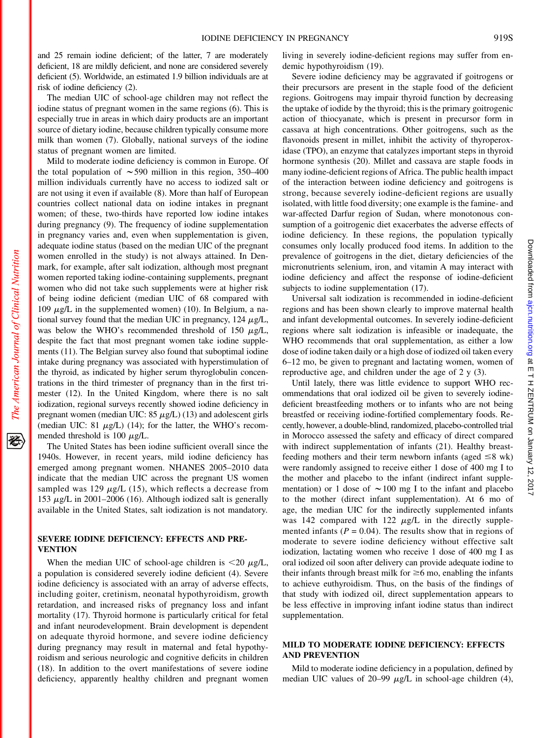and 25 remain iodine deficient; of the latter, 7 are moderately deficient, 18 are mildly deficient, and none are considered severely deficient (5). Worldwide, an estimated 1.9 billion individuals are at risk of iodine deficiency (2).

The median UIC of school-age children may not reflect the iodine status of pregnant women in the same regions (6). This is especially true in areas in which dairy products are an important source of dietary iodine, because children typically consume more milk than women (7). Globally, national surveys of the iodine status of pregnant women are limited.

Mild to moderate iodine deficiency is common in Europe. Of the total population of ∼590 million in this region, 350–400 million individuals currently have no access to iodized salt or are not using it even if available (8). More than half of European countries collect national data on iodine intakes in pregnant women; of these, two-thirds have reported low iodine intakes during pregnancy (9). The frequency of iodine supplementation in pregnancy varies and, even when supplementation is given, adequate iodine status (based on the median UIC of the pregnant women enrolled in the study) is not always attained. In Denmark, for example, after salt iodization, although most pregnant women reported taking iodine-containing supplements, pregnant women who did not take such supplements were at higher risk of being iodine deficient (median UIC of 68 compared with 109 μg/L in the supplemented women) (10). In Belgium, a national survey found that the median UIC in pregnancy, 124 μg/L, was below the WHO's recommended threshold of 150 μg/L, despite the fact that most pregnant women take iodine supplements (11). The Belgian survey also found that suboptimal iodine intake during pregnancy was associated with hyperstimulation of the thyroid, as indicated by higher serum thyroglobulin concentrations in the third trimester of pregnancy than in the first trimester (12). In the United Kingdom, where there is no salt iodization, regional surveys recently showed iodine deficiency in pregnant women (median UIC: 85 μg/L) (13) and adolescent girls (median UIC: 81 μg/L) (14); for the latter, the WHO's recommended threshold is 100 μg/L.

The United States has been iodine sufficient overall since the 1940s. However, in recent years, mild iodine deficiency has emerged among pregnant women. NHANES 2005–2010 data indicate that the median UIC across the pregnant US women sampled was 129 μg/L (15), which reflects a decrease from 153 μg/L in 2001–2006 (16). Although iodized salt is generally available in the United States, salt iodization is not mandatory.

## SEVERE IODINE DEFICIENCY: EFFECTS AND PREVENTION

When the median UIC of school-age children is <20 μg/L, a population is considered severely iodine deficient (4). Severe iodine deficiency is associated with an array of adverse effects, including goiter, cretinism, neonatal hypothyroidism, growth retardation, and increased risks of pregnancy loss and infant mortality (17). Thyroid hormone is particularly critical for fetal and infant neurodevelopment. Brain development is dependent on adequate thyroid hormone, and severe iodine deficiency during pregnancy may result in maternal and fetal hypothyroidism and serious neurologic and cognitive deficits in children (18). In addition to the overt manifestations of severe iodine deficiency, apparently healthy children and pregnant women living in severely iodine-deficient regions may suffer from endemic hypothyroidism (19).

Severe iodine deficiency may be aggravated if goitrogens or their precursors are present in the staple food of the deficient regions. Goitrogens may impair thyroid function by decreasing the uptake of iodide by the thyroid; this is the primary goitrogenic action of thiocyanate, which is present in precursor form in cassava at high concentrations. Other goitrogens, such as the flavonoids present in millet, inhibit the activity of thyroperoxidase (TPO), an enzyme that catalyzes important steps in thyroid hormone synthesis (20). Millet and cassava are staple foods in many iodine-deficient regions of Africa. The public health impact of the interaction between iodine deficiency and goitrogens is strong, because severely iodine-deficient regions are usually isolated, with little food diversity; one example is the famine- and war-affected Darfur region of Sudan, where monotonous consumption of a goitrogenic diet exacerbates the adverse effects of iodine deficiency. In these regions, the population typically consumes only locally produced food items. In addition to the prevalence of goitrogens in the diet, dietary deficiencies of the micronutrients selenium, iron, and vitamin A may interact with iodine deficiency and affect the response of iodine-deficient subjects to iodine supplementation (17).

Universal salt iodization is recommended in iodine-deficient regions and has been shown clearly to improve maternal health and infant developmental outcomes. In severely iodine-deficient regions where salt iodization is infeasible or inadequate, the WHO recommends that oral supplementation, as either a low dose of iodine taken daily or a high dose of iodized oil taken every 6–12 mo, be given to pregnant and lactating women, women of reproductive age, and children under the age of 2 y (3).

Until lately, there was little evidence to support WHO recommendations that oral iodized oil be given to severely iodine-deficient breastfeeding mothers or to infants who are not being breastfed or receiving iodine-fortified complementary foods. Recently, however, a double-blind, randomized, placebo-controlled trial in Morocco assessed the safety and efficacy of direct compared with indirect supplementation of infants (21). Healthy breastfeeding mothers and their term newborn infants (aged ≤8 wk) were randomly assigned to receive either 1 dose of 400 mg I to the mother and placebo to the infant (indirect infant supplementation) or 1 dose of ∼100 mg I to the infant and placebo to the mother (direct infant supplementation). At 6 mo of age, the median UIC for the indirectly supplemented infants was 142 compared with 122 μg/L in the directly supplemented infants ($P = 0.04$). The results show that in regions of moderate to severe iodine deficiency without effective salt iodization, lactating women who receive 1 dose of 400 mg I as oral iodized oil soon after delivery can provide adequate iodine to their infants through breast milk for ≥6 mo, enabling the infants to achieve euthyroidism. Thus, on the basis of the findings of that study with iodized oil, direct supplementation appears to be less effective in improving infant iodine status than indirect supplementation.

## MILD TO MODERATE IODINE DEFICIENCY: EFFECTS AND PREVENTION

Mild to moderate iodine deficiency in a population, defined by median UIC values of 20–99 μg/L in school-age children (4),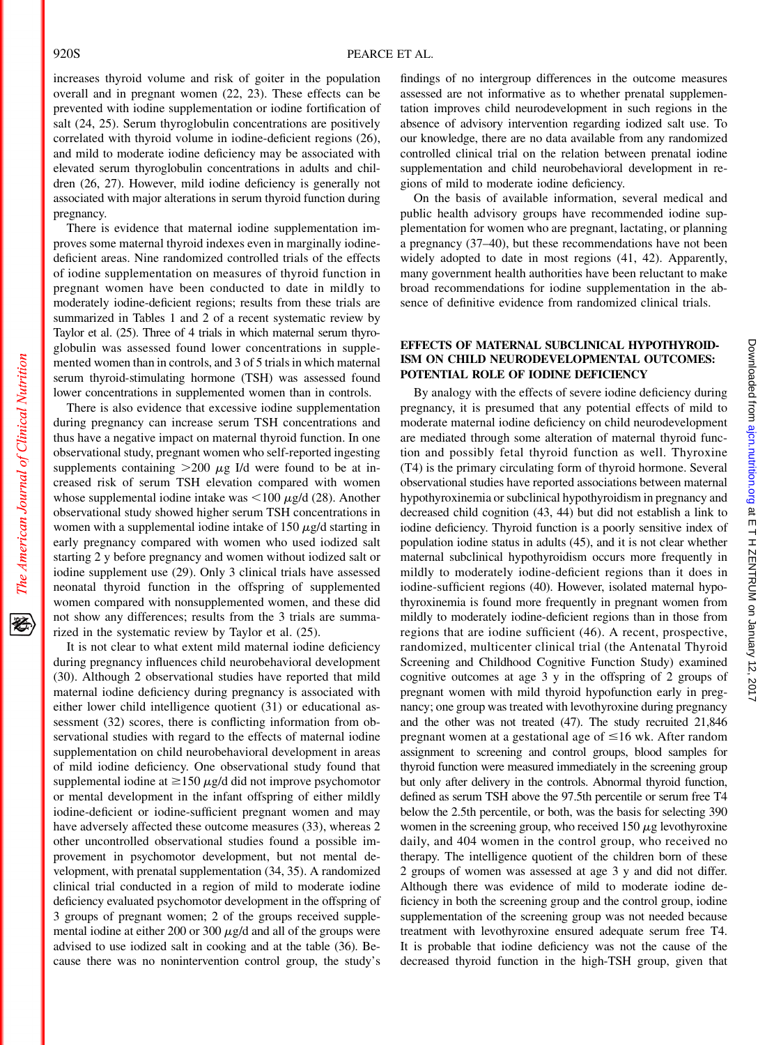increases thyroid volume and risk of goiter in the population overall and in pregnant women (22, 23). These effects can be prevented with iodine supplementation or iodine fortification of salt (24, 25). Serum thyroglobulin concentrations are positively correlated with thyroid volume in iodine-deficient regions (26), and mild to moderate iodine deficiency may be associated with elevated serum thyroglobulin concentrations in adults and children (26, 27). However, mild iodine deficiency is generally not associated with major alterations in serum thyroid function during pregnancy.

There is evidence that maternal iodine supplementation improves some maternal thyroid indexes even in marginally iodine-deficient areas. Nine randomized controlled trials of the effects of iodine supplementation on measures of thyroid function in pregnant women have been conducted to date in mildly to moderately iodine-deficient regions; results from these trials are summarized in Tables 1 and 2 of a recent systematic review by Taylor et al. (25). Three of 4 trials in which maternal serum thyroglobulin was assessed found lower concentrations in supplemented women than in controls, and 3 of 5 trials in which maternal serum thyroid-stimulating hormone (TSH) was assessed found lower concentrations in supplemented women than in controls.

There is also evidence that excessive iodine supplementation during pregnancy can increase serum TSH concentrations and thus have a negative impact on maternal thyroid function. In one observational study, pregnant women who self-reported ingesting supplements containing $>200$ $\mu$g I/d were found to be at increased risk of serum TSH elevation compared with women whose supplemental iodine intake was $<100$ $\mu$g/d (28). Another observational study showed higher serum TSH concentrations in women with a supplemental iodine intake of 150 $\mu$g/d starting in early pregnancy compared with women who used iodized salt starting 2 y before pregnancy and women without iodized salt or iodine supplement use (29). Only 3 clinical trials have assessed neonatal thyroid function in the offspring of supplemented women compared with nonsupplemented women, and these did not show any differences; results from the 3 trials are summarized in the systematic review by Taylor et al. (25).

It is not clear to what extent mild maternal iodine deficiency during pregnancy influences child neurobehavioral development (30). Although 2 observational studies have reported that mild maternal iodine deficiency during pregnancy is associated with either lower child intelligence quotient (31) or educational assessment (32) scores, there is conflicting information from observational studies with regard to the effects of maternal iodine supplementation on child neurobehavioral development in areas of mild iodine deficiency. One observational study found that supplemental iodine at $\geq$150 $\mu$g/d did not improve psychomotor or mental development in the infant offspring of either mildly iodine-deficient or iodine-sufficient pregnant women and may have adversely affected these outcome measures (33), whereas 2 other uncontrolled observational studies found a possible improvement in psychomotor development, but not mental development, with prenatal supplementation (34, 35). A randomized clinical trial conducted in a region of mild to moderate iodine deficiency evaluated psychomotor development in the offspring of 3 groups of pregnant women; 2 of the groups received supplemental iodine at either 200 or 300 $\mu$g/d and all of the groups were advised to use iodized salt in cooking and at the table (36). Because there was no nonintervention control group, the study's findings of no intergroup differences in the outcome measures assessed are not informative as to whether prenatal supplementation improves child neurodevelopment in such regions in the absence of advisory intervention regarding iodized salt use. To our knowledge, there are no data available from any randomized controlled clinical trial on the relation between prenatal iodine supplementation and child neurobehavioral development in regions of mild to moderate iodine deficiency.

On the basis of available information, several medical and public health advisory groups have recommended iodine supplementation for women who are pregnant, lactating, or planning a pregnancy (37–40), but these recommendations have not been widely adopted to date in most regions (41, 42). Apparently, many government health authorities have been reluctant to make broad recommendations for iodine supplementation in the absence of definitive evidence from randomized clinical trials.

## EFFECTS OF MATERNAL SUBCLINICAL HYPOTHYROIDISM ON CHILD NEURODEVELOPMENTAL OUTCOMES: POTENTIAL ROLE OF IODINE DEFICIENCY

By analogy with the effects of severe iodine deficiency during pregnancy, it is presumed that any potential effects of mild to moderate maternal iodine deficiency on child neurodevelopment are mediated through some alteration of maternal thyroid function and possibly fetal thyroid function as well. Thyroxine (T4) is the primary circulating form of thyroid hormone. Several observational studies have reported associations between maternal hypothyroxinemia or subclinical hypothyroidism in pregnancy and decreased child cognition (43, 44) but did not establish a link to iodine deficiency. Thyroid function is a poorly sensitive index of population iodine status in adults (45), and it is not clear whether maternal subclinical hypothyroidism occurs more frequently in mildly to moderately iodine-deficient regions than it does in iodine-sufficient regions (40). However, isolated maternal hypothyroxinemia is found more frequently in pregnant women from mildly to moderately iodine-deficient regions than in those from regions that are iodine sufficient (46). A recent, prospective, randomized, multicenter clinical trial (the Antenatal Thyroid Screening and Childhood Cognitive Function Study) examined cognitive outcomes at age 3 y in the offspring of 2 groups of pregnant women with mild thyroid hypofunction early in pregnancy; one group was treated with levothyroxine during pregnancy and the other was not treated (47). The study recruited 21,846 pregnant women at a gestational age of $\leq$16 wk. After random assignment to screening and control groups, blood samples for thyroid function were measured immediately in the screening group but only after delivery in the controls. Abnormal thyroid function, defined as serum TSH above the 97.5th percentile or serum free T4 below the 2.5th percentile, or both, was the basis for selecting 390 women in the screening group, who received 150 $\mu$g levothyroxine daily, and 404 women in the control group, who received no therapy. The intelligence quotient of the children born of these 2 groups of women was assessed at age 3 y and did not differ. Although there was evidence of mild to moderate iodine deficiency in both the screening group and the control group, iodine supplementation of the screening group was not needed because treatment with levothyroxine ensured adequate serum free T4. It is probable that iodine deficiency was not the cause of the decreased thyroid function in the high-TSH group, given that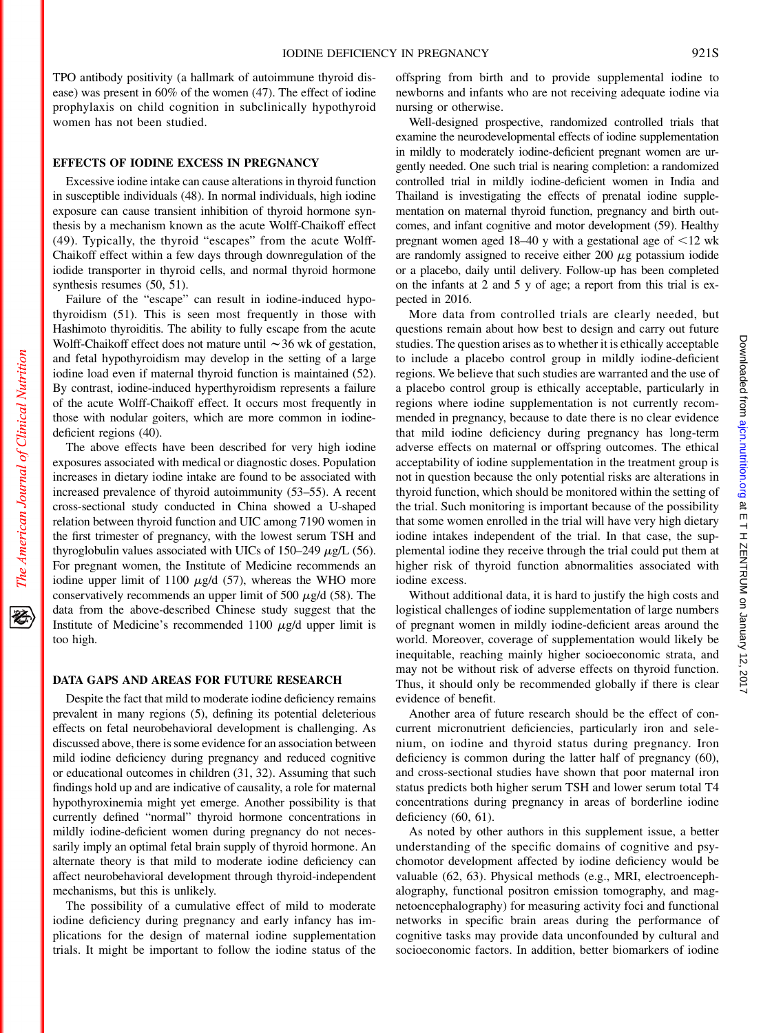TPO antibody positivity (a hallmark of autoimmune thyroid disease) was present in 60% of the women (47). The effect of iodine prophylaxis on child cognition in subclinically hypothyroid women has not been studied.

## EFFECTS OF IODINE EXCESS IN PREGNANCY

Excessive iodine intake can cause alterations in thyroid function in susceptible individuals (48). In normal individuals, high iodine exposure can cause transient inhibition of thyroid hormone synthesis by a mechanism known as the acute Wolff-Chaikoff effect (49). Typically, the thyroid "escapes" from the acute Wolff-Chaikoff effect within a few days through downregulation of the iodide transporter in thyroid cells, and normal thyroid hormone synthesis resumes (50, 51).

Failure of the "escape" can result in iodine-induced hypothyroidism (51). This is seen most frequently in those with Hashimoto thyroiditis. The ability to fully escape from the acute Wolff-Chaikoff effect does not mature until ∼36 wk of gestation, and fetal hypothyroidism may develop in the setting of a large iodine load even if maternal thyroid function is maintained (52). By contrast, iodine-induced hyperthyroidism represents a failure of the acute Wolff-Chaikoff effect. It occurs most frequently in those with nodular goiters, which are more common in iodine-deficient regions (40).

The above effects have been described for very high iodine exposures associated with medical or diagnostic doses. Population increases in dietary iodine intake are found to be associated with increased prevalence of thyroid autoimmunity (53–55). A recent cross-sectional study conducted in China showed a U-shaped relation between thyroid function and UIC among 7190 women in the first trimester of pregnancy, with the lowest serum TSH and thyroglobulin values associated with UICs of 150–249 μg/L (56). For pregnant women, the Institute of Medicine recommends an iodine upper limit of 1100 μg/d (57), whereas the WHO more conservatively recommends an upper limit of 500 μg/d (58). The data from the above-described Chinese study suggest that the Institute of Medicine's recommended 1100 μg/d upper limit is too high.

## DATA GAPS AND AREAS FOR FUTURE RESEARCH

Despite the fact that mild to moderate iodine deficiency remains prevalent in many regions (5), defining its potential deleterious effects on fetal neurobehavioral development is challenging. As discussed above, there is some evidence for an association between mild iodine deficiency during pregnancy and reduced cognitive or educational outcomes in children (31, 32). Assuming that such findings hold up and are indicative of causality, a role for maternal hypothyroxinemia might yet emerge. Another possibility is that currently defined "normal" thyroid hormone concentrations in mildly iodine-deficient women during pregnancy do not necessarily imply an optimal fetal brain supply of thyroid hormone. An alternate theory is that mild to moderate iodine deficiency can affect neurobehavioral development through thyroid-independent mechanisms, but this is unlikely.

The possibility of a cumulative effect of mild to moderate iodine deficiency during pregnancy and early infancy has implications for the design of maternal iodine supplementation trials. It might be important to follow the iodine status of the offspring from birth and to provide supplemental iodine to newborns and infants who are not receiving adequate iodine via nursing or otherwise.

Well-designed prospective, randomized controlled trials that examine the neurodevelopmental effects of iodine supplementation in mildly to moderately iodine-deficient pregnant women are urgently needed. One such trial is nearing completion: a randomized controlled trial in mildly iodine-deficient women in India and Thailand is investigating the effects of prenatal iodine supplementation on maternal thyroid function, pregnancy and birth outcomes, and infant cognitive and motor development (59). Healthy pregnant women aged 18–40 y with a gestational age of <12 wk are randomly assigned to receive either 200 μg potassium iodide or a placebo, daily until delivery. Follow-up has been completed on the infants at 2 and 5 y of age; a report from this trial is expected in 2016.

More data from controlled trials are clearly needed, but questions remain about how best to design and carry out future studies. The question arises as to whether it is ethically acceptable to include a placebo control group in mildly iodine-deficient regions. We believe that such studies are warranted and the use of a placebo control group is ethically acceptable, particularly in regions where iodine supplementation is not currently recommended in pregnancy, because to date there is no clear evidence that mild iodine deficiency during pregnancy has long-term adverse effects on maternal or offspring outcomes. The ethical acceptability of iodine supplementation in the treatment group is not in question because the only potential risks are alterations in thyroid function, which should be monitored within the setting of the trial. Such monitoring is important because of the possibility that some women enrolled in the trial will have very high dietary iodine intakes independent of the trial. In that case, the supplemental iodine they receive through the trial could put them at higher risk of thyroid function abnormalities associated with iodine excess.

Without additional data, it is hard to justify the high costs and logistical challenges of iodine supplementation of large numbers of pregnant women in mildly iodine-deficient areas around the world. Moreover, coverage of supplementation would likely be inequitable, reaching mainly higher socioeconomic strata, and may not be without risk of adverse effects on thyroid function. Thus, it should only be recommended globally if there is clear evidence of benefit.

Another area of future research should be the effect of concurrent micronutrient deficiencies, particularly iron and selenium, on iodine and thyroid status during pregnancy. Iron deficiency is common during the latter half of pregnancy (60), and cross-sectional studies have shown that poor maternal iron status predicts both higher serum TSH and lower serum total T4 concentrations during pregnancy in areas of borderline iodine deficiency (60, 61).

As noted by other authors in this supplement issue, a better understanding of the specific domains of cognitive and psychomotor development affected by iodine deficiency would be valuable (62, 63). Physical methods (e.g., MRI, electroencephalography, functional positron emission tomography, and magnetoencephalography) for measuring activity foci and functional networks in specific brain areas during the performance of cognitive tasks may provide data unconfounded by cultural and socioeconomic factors. In addition, better biomarkers of iodine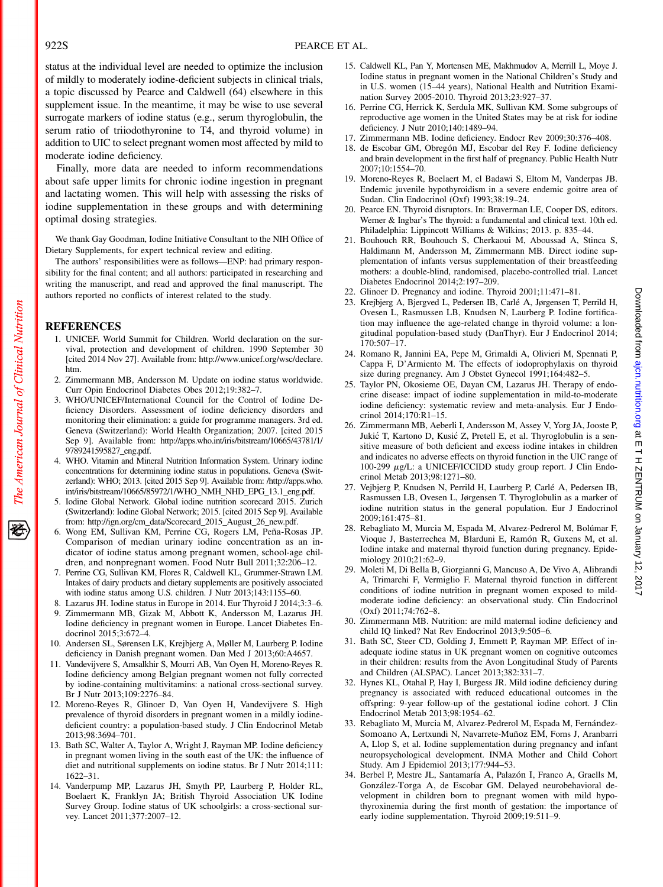status at the individual level are needed to optimize the inclusion of mildly to moderately iodine-deficient subjects in clinical trials, a topic discussed by Pearce and Caldwell (64) elsewhere in this supplement issue. In the meantime, it may be wise to use several surrogate markers of iodine status (e.g., serum thyroglobulin, the serum ratio of triiodothyronine to T4, and thyroid volume) in addition to UIC to select pregnant women most affected by mild to moderate iodine deficiency.

Finally, more data are needed to inform recommendations about safe upper limits for chronic iodine ingestion in pregnant and lactating women. This will help with assessing the risks of iodine supplementation in these groups and with determining optimal dosing strategies.

We thank Gay Goodman, Iodine Initiative Consultant to the NIH Office of Dietary Supplements, for expert technical review and editing.

The authors' responsibilities were as follows—ENP: had primary responsibility for the final content; and all authors: participated in researching and writing the manuscript, and read and approved the final manuscript. The authors reported no conflicts of interest related to the study.

## REFERENCES

1. UNICEF. World Summit for Children. World declaration on the survival, protection and development of children. 1990 September 30 [cited 2014 Nov 27]. Available from: http://www.unicef.org/wsc/declare.htm.
2. Zimmermann MB, Andersson M. Update on iodine status worldwide. Curr Opin Endocrinol Diabetes Obes 2012;19:382–7.
3. WHO/UNICEF/International Council for the Control of Iodine Deficiency Disorders. Assessment of iodine deficiency disorders and monitoring their elimination: a guide for programme managers. 3rd ed. Geneva (Switzerland): World Health Organization; 2007. [cited 2015 Sep 9]. Available from: http://apps.who.int/iris/bitstream/10665/43781/1/9789241595827_eng.pdf.
4. WHO. Vitamin and Mineral Nutrition Information System. Urinary iodine concentrations for determining iodine status in populations. Geneva (Switzerland): WHO; 2013. [cited 2015 Sep 9]. Available from: /http://apps.who.int/iris/bitstream/10665/85972/1/WHO_NMH_NHD_EPG_13.1_eng.pdf.
5. Iodine Global Network. Global iodine nutrition scorecard 2015. Zurich (Switzerland): Iodine Global Network; 2015. [cited 2015 Sep 9]. Available from: http://ign.org/cm_data/Scorecard_2015_August_26_new.pdf.
6. Wong EM, Sullivan KM, Perrine CG, Rogers LM, Peña-Rosas JP. Comparison of median urinary iodine concentration as an indicator of iodine status among pregnant women, school-age children, and nonpregnant women. Food Nutr Bull 2011;32:206–12.
7. Perrine CG, Sullivan KM, Flores R, Caldwell KL, Grummer-Strawn LM. Intakes of dairy products and dietary supplements are positively associated with iodine status among U.S. children. J Nutr 2013;143:1155–60.
8. Lazarus JH. Iodine status in Europe in 2014. Eur Thyroid J 2014;3:3–6.
9. Zimmermann MB, Gizak M, Abbott K, Andersson M, Lazarus JH. Iodine deficiency in pregnant women in Europe. Lancet Diabetes Endocrinol 2015;3:672–4.
10. Andersen SL, Sørensen LK, Krejbjerg A, Møller M, Laurberg P. Iodine deficiency in Danish pregnant women. Dan Med J 2013;60:A4657.
11. Vandevijvere S, Amsalkhir S, Mourri AB, Van Oyen H, Moreno-Reyes R. Iodine deficiency among Belgian pregnant women not fully corrected by iodine-containing multivitamins: a national cross-sectional survey. Br J Nutr 2013;109:2276–84.
12. Moreno-Reyes R, Glinoer D, Van Oyen H, Vandevijvere S. High prevalence of thyroid disorders in pregnant women in a mildly iodine-deficient country: a population-based study. J Clin Endocrinol Metab 2013;98:3694–701.
13. Bath SC, Walter A, Taylor A, Wright J, Rayman MP. Iodine deficiency in pregnant women living in the south east of the UK: the influence of diet and nutritional supplements on iodine status. Br J Nutr 2014;111:1622–31.
14. Vanderpump MP, Lazarus JH, Smyth PP, Laurberg P, Holder RL, Boelaert K, Franklyn JA; British Thyroid Association UK Iodine Survey Group. Iodine status of UK schoolgirls: a cross-sectional survey. Lancet 2011;377:2007–12.
15. Caldwell KL, Pan Y, Mortensen ME, Makhmudov A, Merrill L, Moye J. Iodine status in pregnant women in the National Children's Study and in U.S. women (15–44 years), National Health and Nutrition Examination Survey 2005-2010. Thyroid 2013;23:927–37.
16. Perrine CG, Herrick K, Serdula MK, Sullivan KM. Some subgroups of reproductive age women in the United States may be at risk for iodine deficiency. J Nutr 2010;140:1489–94.
17. Zimmermann MB. Iodine deficiency. Endocr Rev 2009;30:376–408.
18. de Escobar GM, Obregón MJ, Escobar del Rey F. Iodine deficiency and brain development in the first half of pregnancy. Public Health Nutr 2007;10:1554–70.
19. Moreno-Reyes R, Boelaert M, el Badawi S, Eltom M, Vanderpas JB. Endemic juvenile hypothyroidism in a severe endemic goitre area of Sudan. Clin Endocrinol (Oxf) 1993;38:19–24.
20. Pearce EN. Thyroid disruptors. In: Braverman LE, Cooper DS, editors. Werner & Ingbar's The thyroid: a fundamental and clinical text. 10th ed. Philadelphia: Lippincott Williams & Wilkins; 2013. p. 835–44.
21. Bouhouch RR, Bouhouch S, Cherkaoui M, Aboussad A, Stinca S, Haldimann M, Andersson M, Zimmermann MB. Direct iodine supplementation of infants versus supplementation of their breastfeeding mothers: a double-blind, randomised, placebo-controlled trial. Lancet Diabetes Endocrinol 2014;2:197–209.
22. Glinoer D. Pregnancy and iodine. Thyroid 2001;11:471–81.
23. Krejbjerg A, Bjergved L, Pedersen IB, Carlé A, Jørgensen T, Perrild H, Ovesen L, Rasmussen LB, Knudsen N, Laurberg P. Iodine fortification may influence the age-related change in thyroid volume: a longitudinal population-based study (DanThyr). Eur J Endocrinol 2014;170:507–17.
24. Romano R, Jannini EA, Pepe M, Grimaldi A, Olivieri M, Spennati P, Cappa F, D'Armiento M. The effects of iodoprophylaxis on thyroid size during pregnancy. Am J Obstet Gynecol 1991;164:482–5.
25. Taylor PN, Okosieme OE, Dayan CM, Lazarus JH. Therapy of endocrine disease: impact of iodine supplementation in mild-to-moderate iodine deficiency: systematic review and meta-analysis. Eur J Endocrinol 2014;170:R1–15.
26. Zimmermann MB, Aeberli I, Andersson M, Assey V, Yorg JA, Jooste P, Jukić T, Kartono D, Kusić Z, Pretell E, et al. Thyroglobulin is a sensitive measure of both deficient and excess iodine intakes in children and indicates no adverse effects on thyroid function in the UIC range of 100-299 $\mu$g/L: a UNICEF/ICCIDD study group report. J Clin Endocrinol Metab 2013;98:1271–80.
27. Vejbjerg P, Knudsen N, Perrild H, Laurberg P, Carlé A, Pedersen IB, Rasmussen LB, Ovesen L, Jørgensen T. Thyroglobulin as a marker of iodine nutrition status in the general population. Eur J Endocrinol 2009;161:475–81.
28. Rebagliato M, Murcia M, Espada M, Alvarez-Pedrerol M, Bolúmar F, Vioque J, Basterrechea M, Blarduni E, Ramón R, Guxens M, et al. Iodine intake and maternal thyroid function during pregnancy. Epidemiology 2010;21:62–9.
29. Moleti M, Di Bella B, Giorgianni G, Mancuso A, De Vivo A, Alibrandi A, Trimarchi F, Vermiglio F. Maternal thyroid function in different conditions of iodine nutrition in pregnant women exposed to mild-moderate iodine deficiency: an observational study. Clin Endocrinol (Oxf) 2011;74:762–8.
30. Zimmermann MB. Nutrition: are mild maternal iodine deficiency and child IQ linked? Nat Rev Endocrinol 2013;9:505–6.
31. Bath SC, Steer CD, Golding J, Emmett P, Rayman MP. Effect of inadequate iodine status in UK pregnant women on cognitive outcomes in their children: results from the Avon Longitudinal Study of Parents and Children (ALSPAC). Lancet 2013;382:331–7.
32. Hynes KL, Otahal P, Hay I, Burgess JR. Mild iodine deficiency during pregnancy is associated with reduced educational outcomes in the offspring: 9-year follow-up of the gestational iodine cohort. J Clin Endocrinol Metab 2013;98:1954–62.
33. Rebagliato M, Murcia M, Alvarez-Pedrerol M, Espada M, Fernández-Somoano A, Lertxundi N, Navarrete-Muñoz EM, Forns J, Aranbarri A, Llop S, et al. Iodine supplementation during pregnancy and infant neuropsychological development. INMA Mother and Child Cohort Study. Am J Epidemiol 2013;177:944–53.
34. Berbel P, Mestre JL, Santamaría A, Palazón I, Franco A, Graells M, González-Torga A, de Escobar GM. Delayed neurobehavioral development in children born to pregnant women with mild hypothyroxinemia during the first month of gestation: the importance of early iodine supplementation. Thyroid 2009;19:511–9.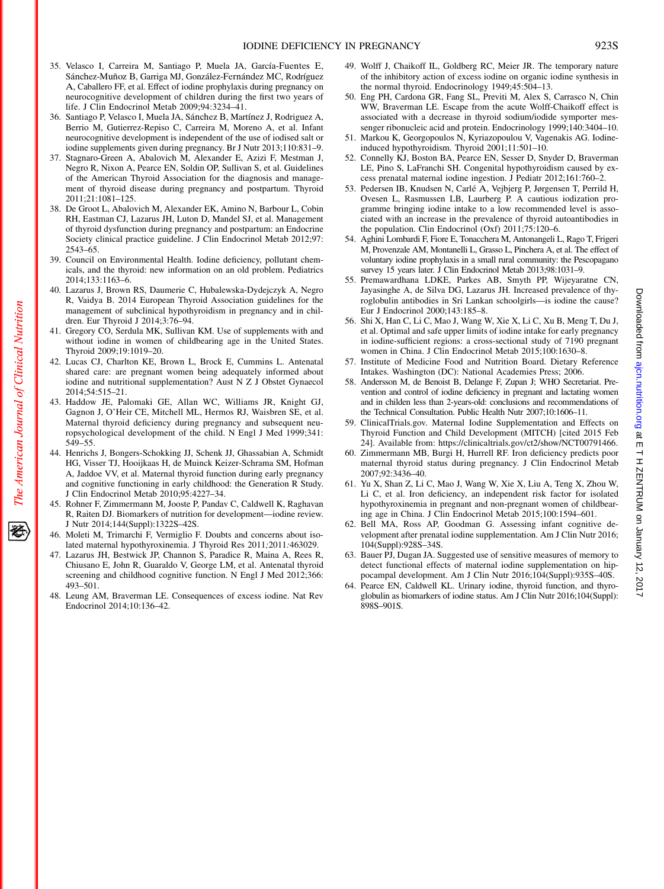35. Velasco I, Carreira M, Santiago P, Muela JA, García-Fuentes E, Sánchez-Muñoz B, Garriga MJ, González-Fernández MC, Rodríguez A, Caballero FF, et al. Effect of iodine prophylaxis during pregnancy on neurocognitive development of children during the first two years of life. J Clin Endocrinol Metab 2009;94:3234–41.
36. Santiago P, Velasco I, Muela JA, Sánchez B, Martínez J, Rodriguez A, Berrio M, Gutierrez-Repiso C, Carreira M, Moreno A, et al. Infant neurocognitive development is independent of the use of iodised salt or iodine supplements given during pregnancy. Br J Nutr 2013;110:831–9.
37. Stagnaro-Green A, Abalovich M, Alexander E, Azizi F, Mestman J, Negro R, Nixon A, Pearce EN, Soldin OP, Sullivan S, et al. Guidelines of the American Thyroid Association for the diagnosis and management of thyroid disease during pregnancy and postpartum. Thyroid 2011;21:1081–125.
38. De Groot L, Abalovich M, Alexander EK, Amino N, Barbour L, Cobin RH, Eastman CJ, Lazarus JH, Luton D, Mandel SJ, et al. Management of thyroid dysfunction during pregnancy and postpartum: an Endocrine Society clinical practice guideline. J Clin Endocrinol Metab 2012;97:2543–65.
39. Council on Environmental Health. Iodine deficiency, pollutant chemicals, and the thyroid: new information on an old problem. Pediatrics 2014;133:1163–6.
40. Lazarus J, Brown RS, Daumerie C, Hubalewska-Dydejczyk A, Negro R, Vaidya B. 2014 European Thyroid Association guidelines for the management of subclinical hypothyroidism in pregnancy and in children. Eur Thyroid J 2014;3:76–94.
41. Gregory CO, Serdula MK, Sullivan KM. Use of supplements with and without iodine in women of childbearing age in the United States. Thyroid 2009;19:1019–20.
42. Lucas CJ, Charlton KE, Brown L, Brock E, Cummins L. Antenatal shared care: are pregnant women being adequately informed about iodine and nutritional supplementation? Aust N Z J Obstet Gynaecol 2014;54:515–21.
43. Haddow JE, Palomaki GE, Allan WC, Williams JR, Knight GJ, Gagnon J, O'Heir CE, Mitchell ML, Hermos RJ, Waisbren SE, et al. Maternal thyroid deficiency during pregnancy and subsequent neuropsychological development of the child. N Engl J Med 1999;341:549–55.
44. Henrichs J, Bongers-Schokking JJ, Schenk JJ, Ghassabian A, Schmidt HG, Visser TJ, Hooijkaas H, de Muinck Keizer-Schrama SM, Hofman A, Jaddoe VV, et al. Maternal thyroid function during early pregnancy and cognitive functioning in early childhood: the Generation R Study. J Clin Endocrinol Metab 2010;95:4227–34.
45. Rohner F, Zimmermann M, Jooste P, Pandav C, Caldwell K, Raghavan R, Raiten DJ. Biomarkers of nutrition for development—iodine review. J Nutr 2014;144(Suppl):1322S–42S.
46. Moleti M, Trimarchi F, Vermiglio F. Doubts and concerns about isolated maternal hypothyroxinemia. J Thyroid Res 2011;2011:463029.
47. Lazarus JH, Bestwick JP, Channon S, Paradice R, Maina A, Rees R, Chiusano E, John R, Guaraldo V, George LM, et al. Antenatal thyroid screening and childhood cognitive function. N Engl J Med 2012;366:493–501.
48. Leung AM, Braverman LE. Consequences of excess iodine. Nat Rev Endocrinol 2014;10:136–42.
49. Wolff J, Chaikoff IL, Goldberg RC, Meier JR. The temporary nature of the inhibitory action of excess iodine on organic iodine synthesis in the normal thyroid. Endocrinology 1949;45:504–13.
50. Eng PH, Cardona GR, Fang SL, Previti M, Alex S, Carrasco N, Chin WW, Braverman LE. Escape from the acute Wolff-Chaikoff effect is associated with a decrease in thyroid sodium/iodide symporter messenger ribonucleic acid and protein. Endocrinology 1999;140:3404–10.
51. Markou K, Georgopoulos N, Kyriazopoulou V, Vagenakis AG. Iodine-induced hypothyroidism. Thyroid 2001;11:501–10.
52. Connelly KJ, Boston BA, Pearce EN, Sesser D, Snyder D, Braverman LE, Pino S, LaFranchi SH. Congenital hypothyroidism caused by excess prenatal maternal iodine ingestion. J Pediatr 2012;161:760–2.
53. Pedersen IB, Knudsen N, Carlé A, Vejbjerg P, Jørgensen T, Perrild H, Ovesen L, Rasmussen LB, Laurberg P. A cautious iodization programme bringing iodine intake to a low recommended level is associated with an increase in the prevalence of thyroid autoantibodies in the population. Clin Endocrinol (Oxf) 2011;75:120–6.
54. Aghini Lombardi F, Fiore E, Tonacchera M, Antonangeli L, Rago T, Frigeri M, Provenzale AM, Montanelli L, Grasso L, Pinchera A, et al. The effect of voluntary iodine prophylaxis in a small rural community: the Pescopagano survey 15 years later. J Clin Endocrinol Metab 2013;98:1031–9.
55. Premawardhana LDKE, Parkes AB, Smyth PP, Wijeyaratne CN, Jayasinghe A, de Silva DG, Lazarus JH. Increased prevalence of thyroglobulin antibodies in Sri Lankan schoolgirls—is iodine the cause? Eur J Endocrinol 2000;143:185–8.
56. Shi X, Han C, Li C, Mao J, Wang W, Xie X, Li C, Xu B, Meng T, Du J, et al. Optimal and safe upper limits of iodine intake for early pregnancy in iodine-sufficient regions: a cross-sectional study of 7190 pregnant women in China. J Clin Endocrinol Metab 2015;100:1630–8.
57. Institute of Medicine Food and Nutrition Board. Dietary Reference Intakes. Washington (DC): National Academies Press; 2006.
58. Andersson M, de Benoist B, Delange F, Zupan J; WHO Secretariat. Prevention and control of iodine deficiency in pregnant and lactating women and in children less than 2-years-old: conclusions and recommendations of the Technical Consultation. Public Health Nutr 2007;10:1606–11.
59. ClinicalTrials.gov. Maternal Iodine Supplementation and Effects on Thyroid Function and Child Development (MITCH) [cited 2015 Feb 24]. Available from: https://clinicaltrials.gov/ct2/show/NCT00791466.
60. Zimmermann MB, Burgi H, Hurrell RF. Iron deficiency predicts poor maternal thyroid status during pregnancy. J Clin Endocrinol Metab 2007;92:3436–40.
61. Yu X, Shan Z, Li C, Mao J, Wang W, Xie X, Liu A, Teng X, Zhou W, Li C, et al. Iron deficiency, an independent risk factor for isolated hypothyroxinemia in pregnant and non-pregnant women of childbearing age in China. J Clin Endocrinol Metab 2015;100:1594–601.
62. Bell MA, Ross AP, Goodman G. Assessing infant cognitive development after prenatal iodine supplementation. Am J Clin Nutr 2016;104(Suppl):928S–34S.
63. Bauer PJ, Dugan JA. Suggested use of sensitive measures of memory to detect functional effects of maternal iodine supplementation on hippocampal development. Am J Clin Nutr 2016;104(Suppl):935S–40S.
64. Pearce EN, Caldwell KL. Urinary iodine, thyroid function, and thyroglobulin as biomarkers of iodine status. Am J Clin Nutr 2016;104(Suppl):898S–901S.